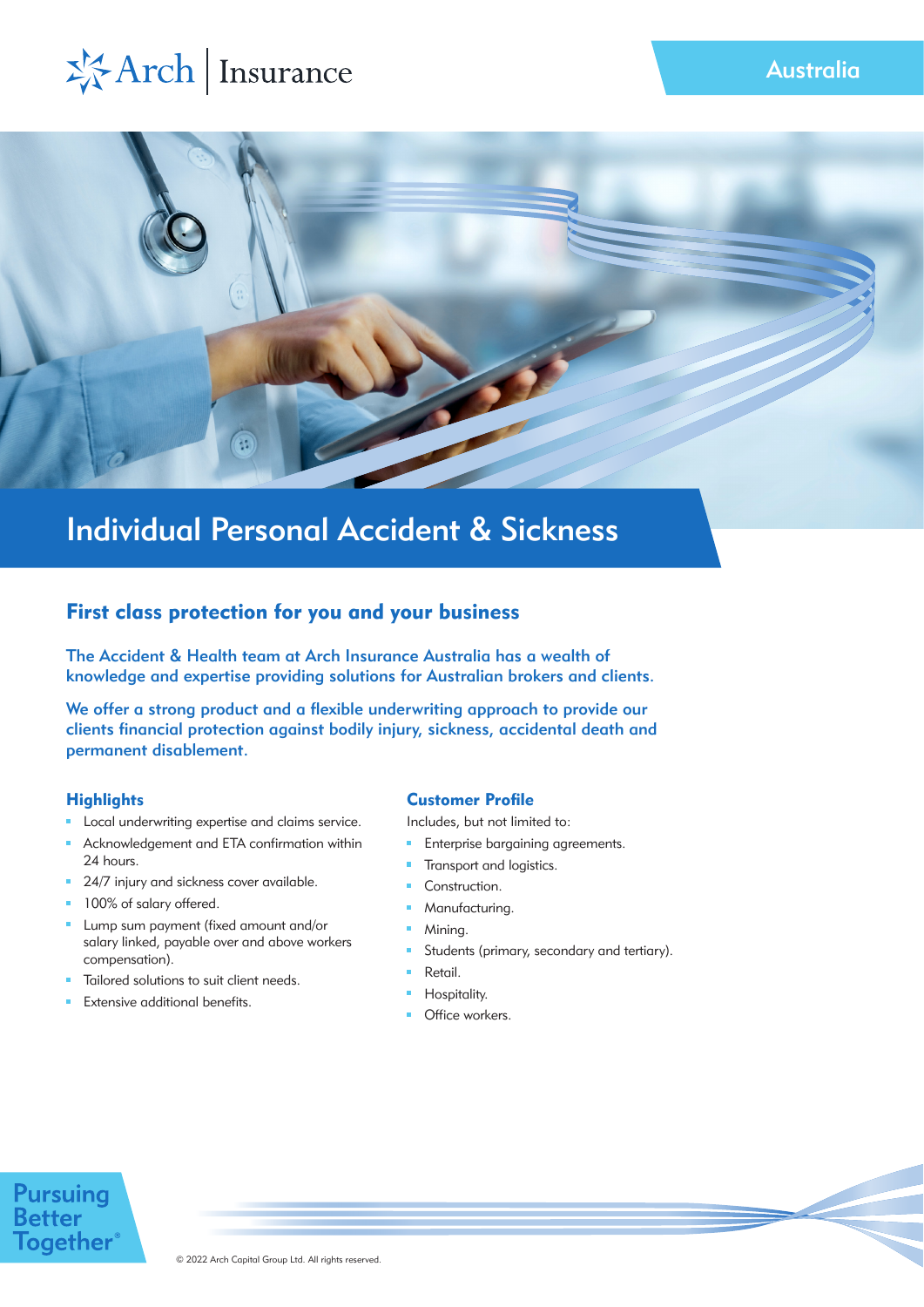Arch | Insurance

Australia

# Individual Personal Accident & Sickness

## First class protection for you and your business

The Accident & Health team at Arch Insurance Australia has a wealth of knowledge and expertise providing solutions for Australian brokers and clients.

We offer a strong product and a flexible underwriting approach to provide our clients financial protection against bodily injury, sickness, accidental death and permanent disablement.

### Highlights

- Local underwriting expertise and claims service.
- Acknowledgement and ETA confirmation within 24 hours.
- 24/7 injury and sickness cover available.
- 100% of salary offered.
- Lump sum payment (fixed amount and/or salary linked, payable over and above workers compensation).
- Tailored solutions to suit client needs.
- Extensive additional benefits.

### Customer Profile

Includes, but not limited to:

- Enterprise bargaining agreements.
- Transport and logistics.
- Construction.
- Manufacturing.
- Mining.
- Students (primary, secondary and tertiary).
- Retail.
- Hospitality.
- Office workers.

Pursuing Better Together®

© 2022 Arch Capital Group Ltd. All rights reserved.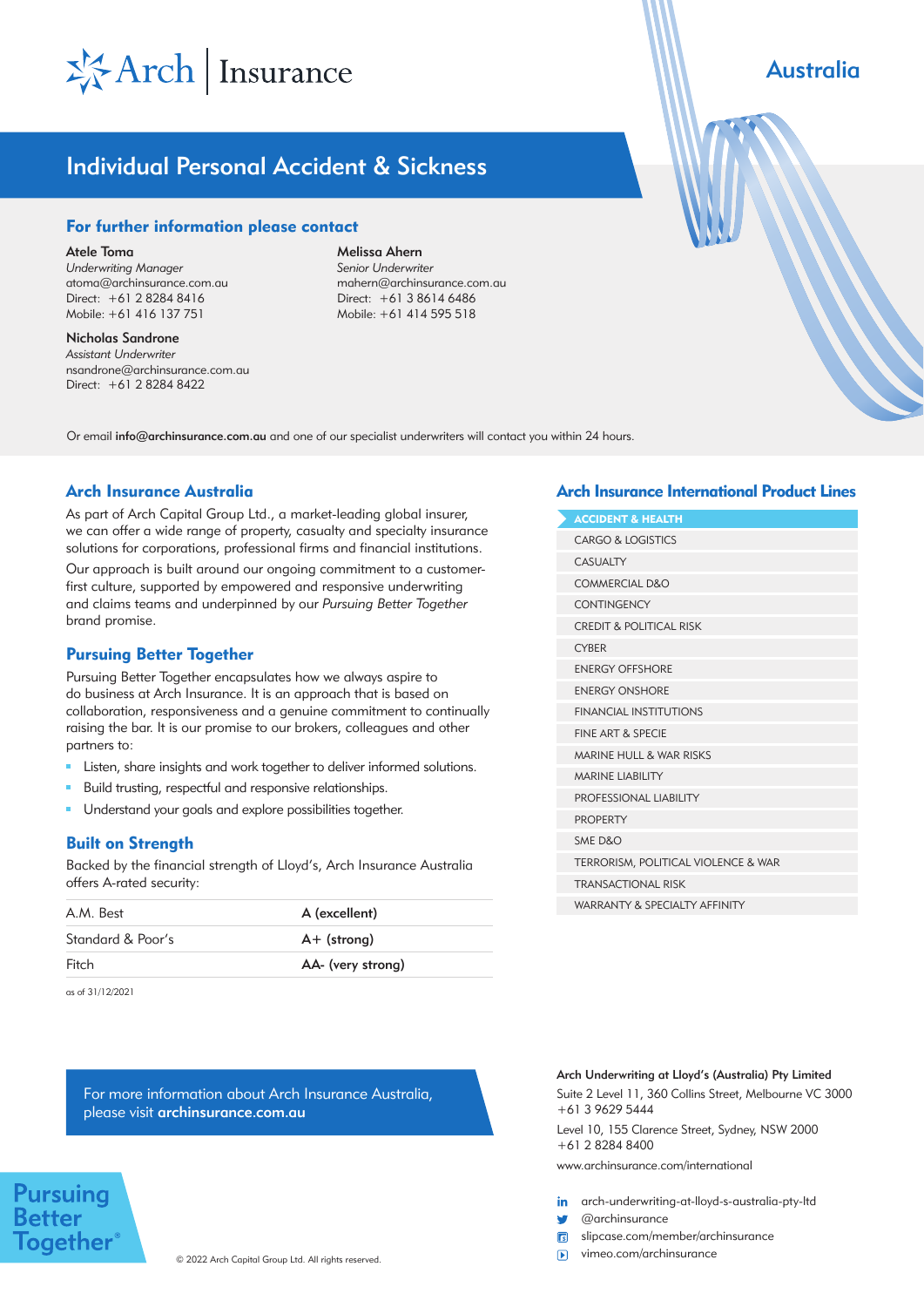Arch | Insurance

Australia

# Individual Personal Accident & Sickness

## For further information please contact

**Atele Toma**
*Underwriting Manager*
atoma@archinsurance.com.au
Direct: +61 2 8284 8416
Mobile: +61 416 137 751

**Melissa Ahern**
*Senior Underwriter*
mahern@archinsurance.com.au
Direct: +61 3 8614 6486
Mobile: +61 414 595 518

**Nicholas Sandrone**
*Assistant Underwriter*
nsandrone@archinsurance.com.au
Direct: +61 2 8284 8422

Or email **info@archinsurance.com.au** and one of our specialist underwriters will contact you within 24 hours.

## Arch Insurance Australia

As part of Arch Capital Group Ltd., a market-leading global insurer, we can offer a wide range of property, casualty and specialty insurance solutions for corporations, professional firms and financial institutions.

Our approach is built around our ongoing commitment to a customer-first culture, supported by empowered and responsive underwriting and claims teams and underpinned by our *Pursuing Better Together* brand promise.

## Pursuing Better Together

Pursuing Better Together encapsulates how we always aspire to do business at Arch Insurance. It is an approach that is based on collaboration, responsiveness and a genuine commitment to continually raising the bar. It is our promise to our brokers, colleagues and other partners to:

- Listen, share insights and work together to deliver informed solutions.
- Build trusting, respectful and responsive relationships.
- Understand your goals and explore possibilities together.

## Built on Strength

Backed by the financial strength of Lloyd's, Arch Insurance Australia offers A-rated security:

| | |
|---|---|
| A.M. Best | **A (excellent)** |
| Standard & Poor's | **A+ (strong)** |
| Fitch | **AA- (very strong)** |

as of 31/12/2021

## Arch Insurance International Product Lines

- **ACCIDENT & HEALTH**
- CARGO & LOGISTICS
- CASUALTY
- COMMERCIAL D&O
- CONTINGENCY
- CREDIT & POLITICAL RISK
- CYBER
- ENERGY OFFSHORE
- ENERGY ONSHORE
- FINANCIAL INSTITUTIONS
- FINE ART & SPECIE
- MARINE HULL & WAR RISKS
- MARINE LIABILITY
- PROFESSIONAL LIABILITY
- PROPERTY
- SME D&O
- TERRORISM, POLITICAL VIOLENCE & WAR
- TRANSACTIONAL RISK
- WARRANTY & SPECIALTY AFFINITY

For more information about Arch Insurance Australia, please visit **archinsurance.com.au**

**Arch Underwriting at Lloyd's (Australia) Pty Limited**
Suite 2 Level 11, 360 Collins Street, Melbourne VC 3000
+61 3 9629 5444

Level 10, 155 Clarence Street, Sydney, NSW 2000
+61 2 8284 8400

www.archinsurance.com/international

arch-underwriting-at-lloyd-s-australia-pty-ltd
@archinsurance
slipcase.com/member/archinsurance
vimeo.com/archinsurance

Pursuing Better Together®

© 2022 Arch Capital Group Ltd. All rights reserved.